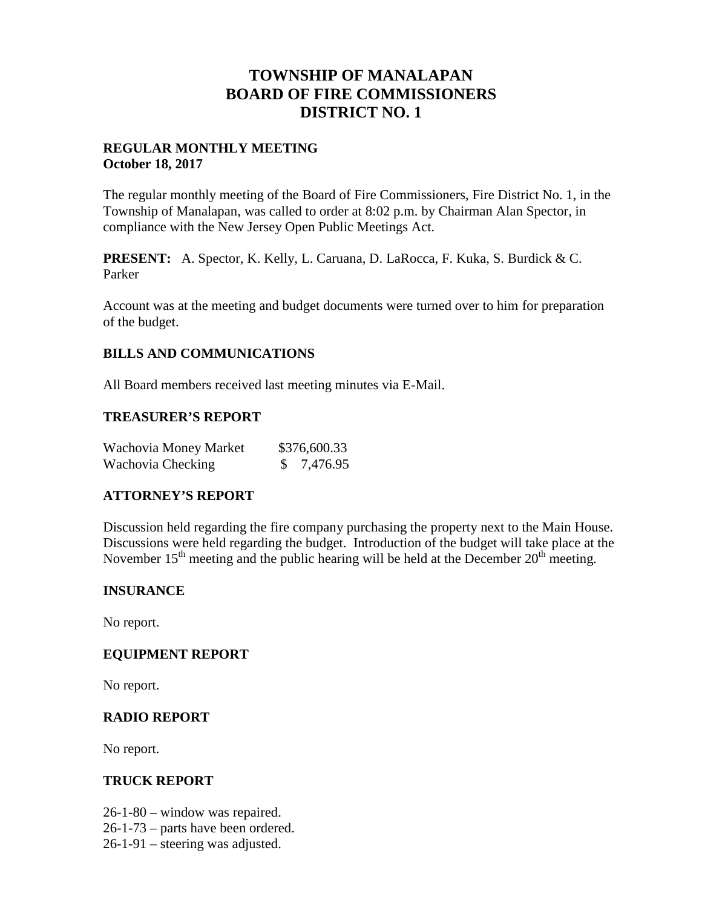# TOWNSHIP OF MANALAPAN
# BOARD OF FIRE COMMISSIONERS
# DISTRICT NO. 1

**REGULAR MONTHLY MEETING**
**October 18, 2017**

The regular monthly meeting of the Board of Fire Commissioners, Fire District No. 1, in the Township of Manalapan, was called to order at 8:02 p.m. by Chairman Alan Spector, in compliance with the New Jersey Open Public Meetings Act.

**PRESENT:** A. Spector, K. Kelly, L. Caruana, D. LaRocca, F. Kuka, S. Burdick & C. Parker

Account was at the meeting and budget documents were turned over to him for preparation of the budget.

## BILLS AND COMMUNICATIONS

All Board members received last meeting minutes via E-Mail.

## TREASURER'S REPORT

| | |
|---|---|
| Wachovia Money Market | $376,600.33 |
| Wachovia Checking | $ 7,476.95 |

## ATTORNEY'S REPORT

Discussion held regarding the fire company purchasing the property next to the Main House. Discussions were held regarding the budget. Introduction of the budget will take place at the November 15th meeting and the public hearing will be held at the December 20th meeting.

## INSURANCE

No report.

## EQUIPMENT REPORT

No report.

## RADIO REPORT

No report.

## TRUCK REPORT

26-1-80 – window was repaired.
26-1-73 – parts have been ordered.
26-1-91 – steering was adjusted.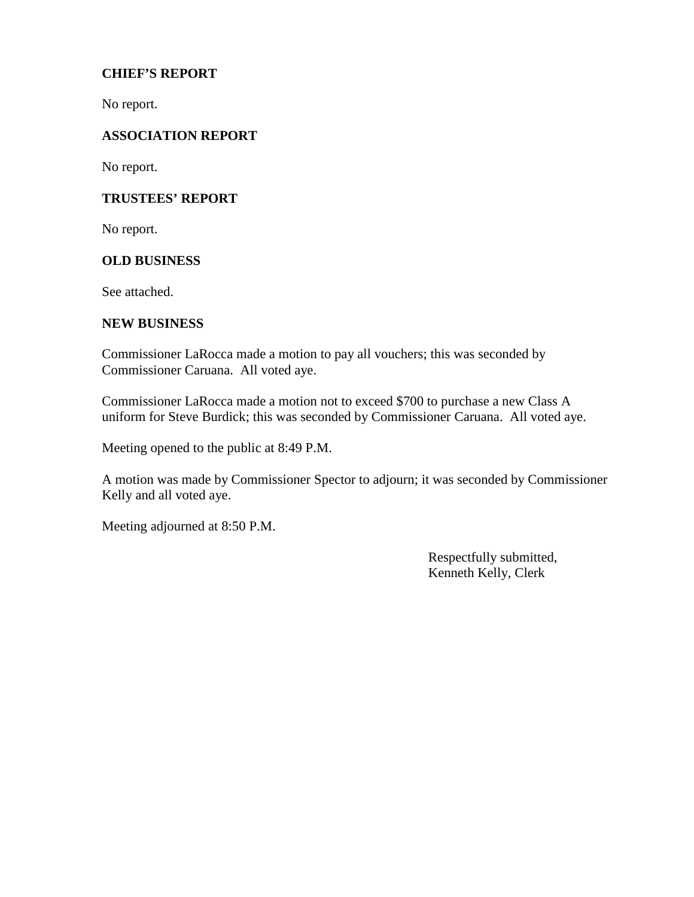**CHIEF'S REPORT**

No report.

**ASSOCIATION REPORT**

No report.

**TRUSTEES' REPORT**

No report.

**OLD BUSINESS**

See attached.

**NEW BUSINESS**

Commissioner LaRocca made a motion to pay all vouchers; this was seconded by Commissioner Caruana. All voted aye.

Commissioner LaRocca made a motion not to exceed $700 to purchase a new Class A uniform for Steve Burdick; this was seconded by Commissioner Caruana. All voted aye.

Meeting opened to the public at 8:49 P.M.

A motion was made by Commissioner Spector to adjourn; it was seconded by Commissioner Kelly and all voted aye.

Meeting adjourned at 8:50 P.M.

Respectfully submitted,
Kenneth Kelly, Clerk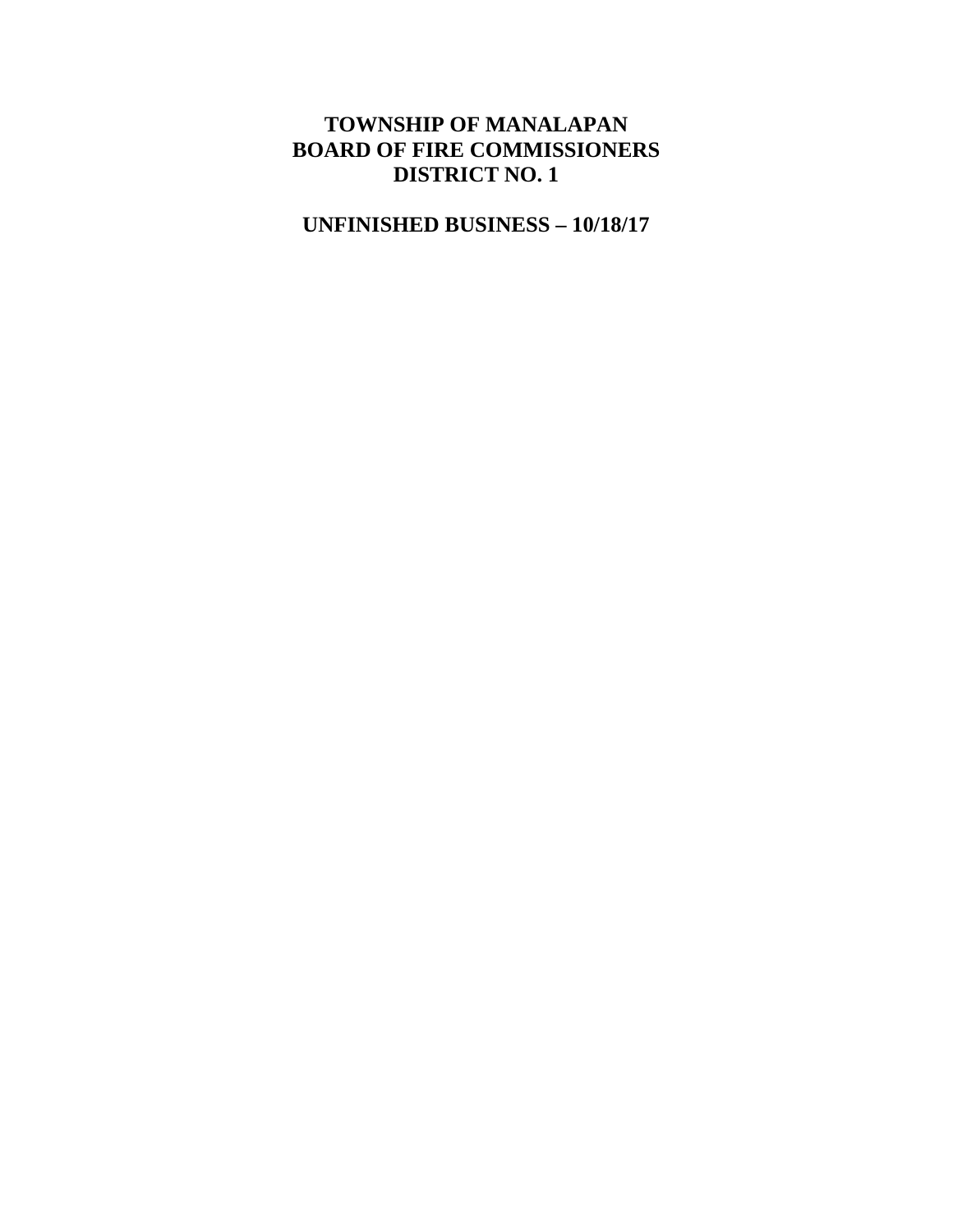# TOWNSHIP OF MANALAPAN
# BOARD OF FIRE COMMISSIONERS
# DISTRICT NO. 1

## UNFINISHED BUSINESS – 10/18/17